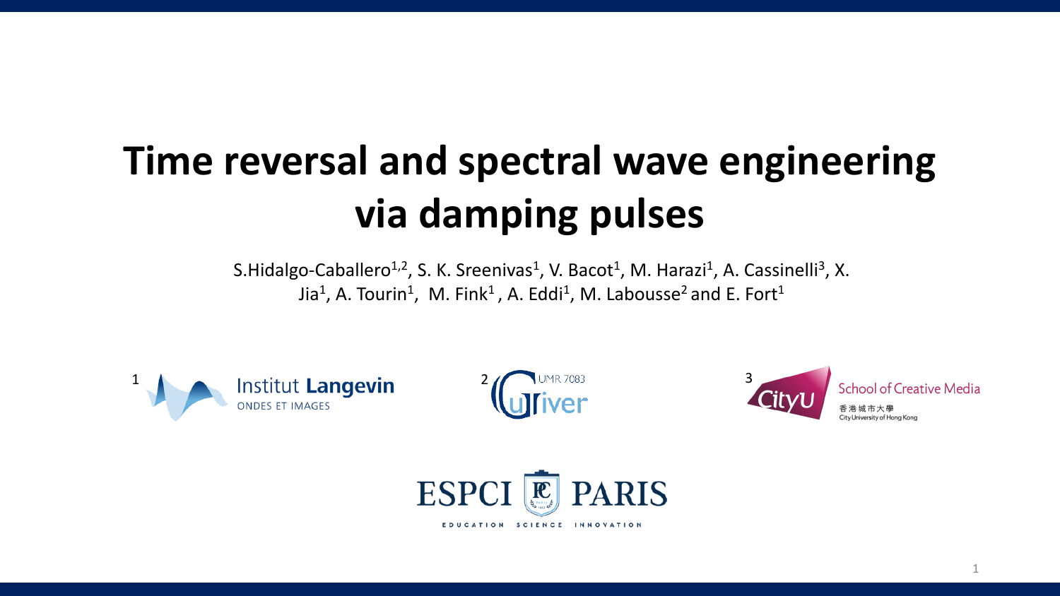# Time reversal and spectral wave engineering via damping pulses

S.Hidalgo-Caballero[1,2], S. K. Sreenivas[1], V. Bacot[1], M. Harazi[1], A. Cassinelli[3], X. Jia[1], A. Tourin[1], M. Fink[1], A. Eddi[1], M. Labousse[2] and E. Fort[1]

1 Institut Langevin ONDES ET IMAGES

2 UMR 7083 Gulliver

3 CityU School of Creative Media 香港城市大學 City University of Hong Kong

ESPCI PARIS EDUCATION SCIENCE INNOVATION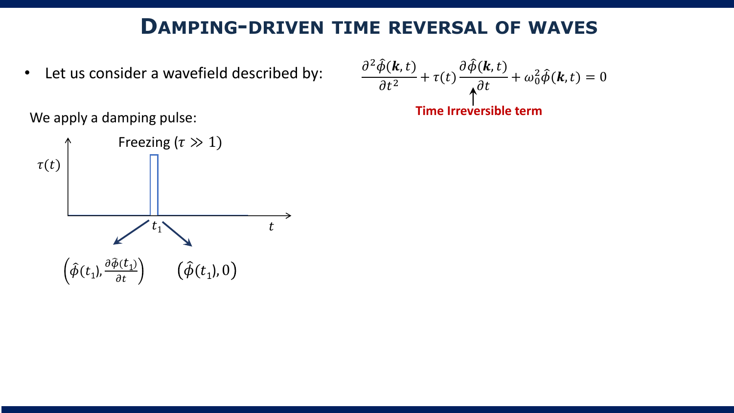# Damping-driven time reversal of waves

- Let us consider a wavefield described by:

$$\frac{\partial^2 \hat{\phi}(\boldsymbol{k},t)}{\partial t^2} + \tau(t)\frac{\partial \hat{\phi}(\boldsymbol{k},t)}{\partial t} + \omega_0^2 \hat{\phi}(\boldsymbol{k},t) = 0$$

**Time Irreversible term**

We apply a damping pulse:

Freezing ($\tau \gg 1$)

$\tau(t)$

$t_1$

$t$

$\left(\hat{\phi}(t_1), \frac{\partial \hat{\phi}(t_1)}{\partial t}\right)$ $\quad \left(\hat{\phi}(t_1), 0\right)$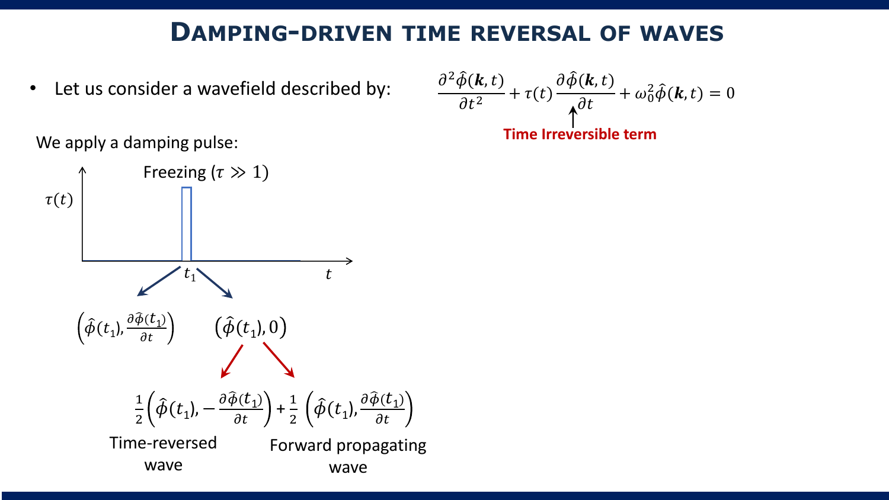# Damping-driven time reversal of waves

- Let us consider a wavefield described by:

$$\frac{\partial^2 \hat{\phi}(\boldsymbol{k},t)}{\partial t^2} + \tau(t)\frac{\partial \hat{\phi}(\boldsymbol{k},t)}{\partial t} + \omega_0^2 \hat{\phi}(\boldsymbol{k},t) = 0$$

**Time Irreversible term**

We apply a damping pulse:

Freezing ($\tau \gg 1$)

$\tau(t)$

$t_1$

$t$

$\left(\hat{\phi}(t_1), \frac{\partial \hat{\phi}(t_1)}{\partial t}\right)$

$\left(\hat{\phi}(t_1), 0\right)$

$$\frac{1}{2}\left(\hat{\phi}(t_1), -\frac{\partial \hat{\phi}(t_1)}{\partial t}\right) + \frac{1}{2}\left(\hat{\phi}(t_1), \frac{\partial \hat{\phi}(t_1)}{\partial t}\right)$$

Time-reversed wave

Forward propagating wave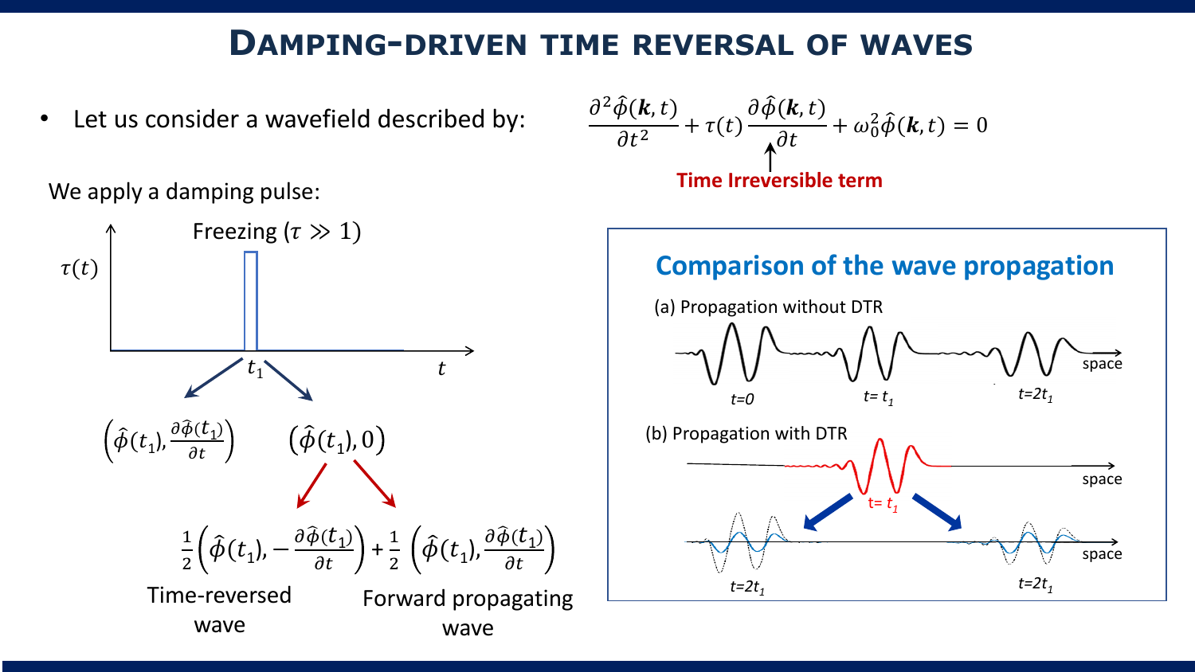# Damping-driven time reversal of waves

- Let us consider a wavefield described by:

$$\frac{\partial^2 \hat{\phi}(\boldsymbol{k},t)}{\partial t^2} + \tau(t)\frac{\partial \hat{\phi}(\boldsymbol{k},t)}{\partial t} + \omega_0^2 \hat{\phi}(\boldsymbol{k},t) = 0$$

**Time Irreversible term** (the damping term $\tau(t)\frac{\partial \hat{\phi}(\boldsymbol{k},t)}{\partial t}$)

We apply a damping pulse:

Freezing ($\tau \gg 1$)

$\tau(t)$, $t_1$, $t$

$$\left(\hat{\phi}(t_1), \frac{\partial \hat{\phi}(t_1)}{\partial t}\right) \quad \rightarrow \quad \left(\hat{\phi}(t_1), 0\right)$$

$$\left(\hat{\phi}(t_1), 0\right) = \frac{1}{2}\left(\hat{\phi}(t_1), -\frac{\partial \hat{\phi}(t_1)}{\partial t}\right) + \frac{1}{2}\left(\hat{\phi}(t_1), \frac{\partial \hat{\phi}(t_1)}{\partial t}\right)$$

Time-reversed wave — Forward propagating wave

## Comparison of the wave propagation

(a) Propagation without DTR

$t=0$ $\quad$ $t=t_1$ $\quad$ $t=2t_1$ $\quad$ space

(b) Propagation with DTR

$t=t_1$ $\quad$ space

$t=2t_1$ $\quad$ $t=2t_1$ $\quad$ space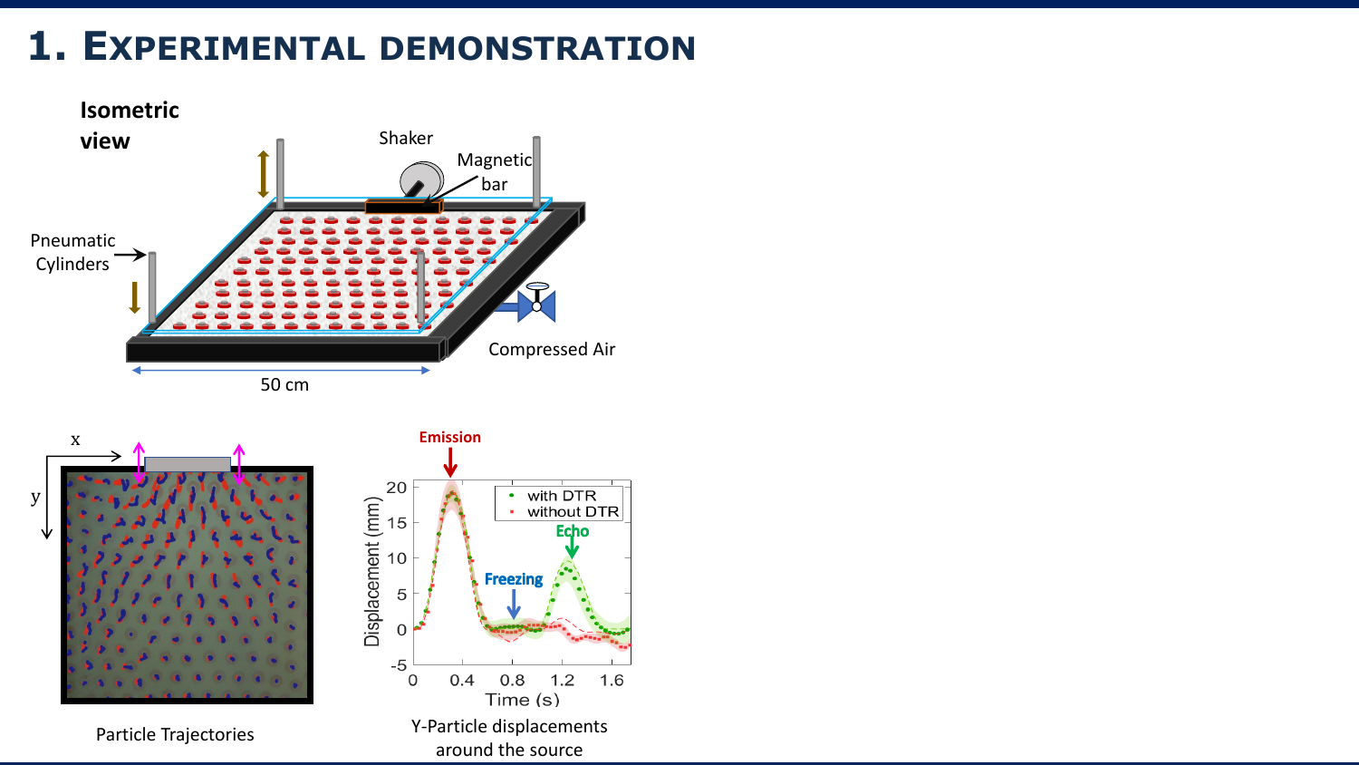# 1. Experimental demonstration

**Isometric view**

Shaker

Magnetic bar

Pneumatic Cylinders

Compressed Air

50 cm

x

y

Particle Trajectories

Emission

Echo

Freezing

with DTR

without DTR

Displacement (mm)

Time (s)

Y-Particle displacements around the source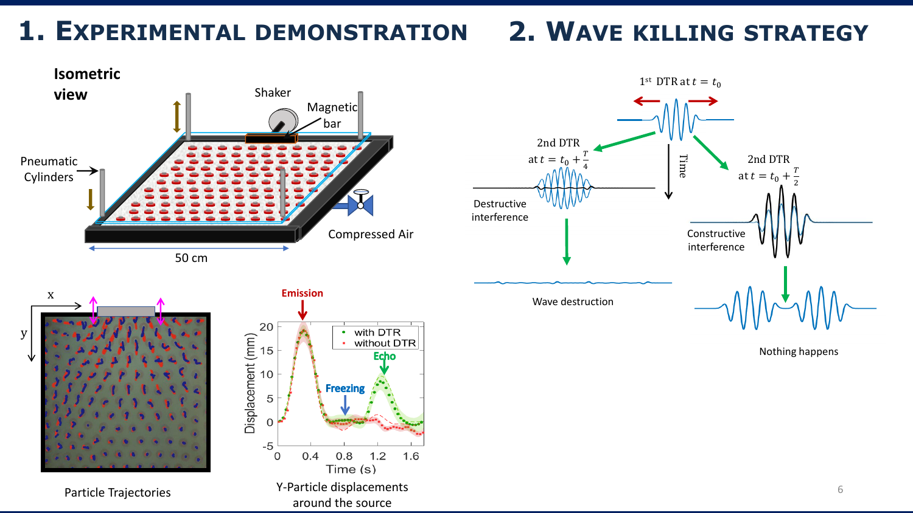# 1. Experimental demonstration

**Isometric view**

Shaker

Magnetic bar

Pneumatic Cylinders

Compressed Air

50 cm

Particle Trajectories

Y-Particle displacements around the source

# 2. Wave killing strategy

$1^{st}$ DTR at $t = t_0$

Time

2nd DTR at $t = t_0 + \frac{T}{4}$

Destructive interference

Wave destruction

2nd DTR at $t = t_0 + \frac{T}{2}$

Constructive interference

Nothing happens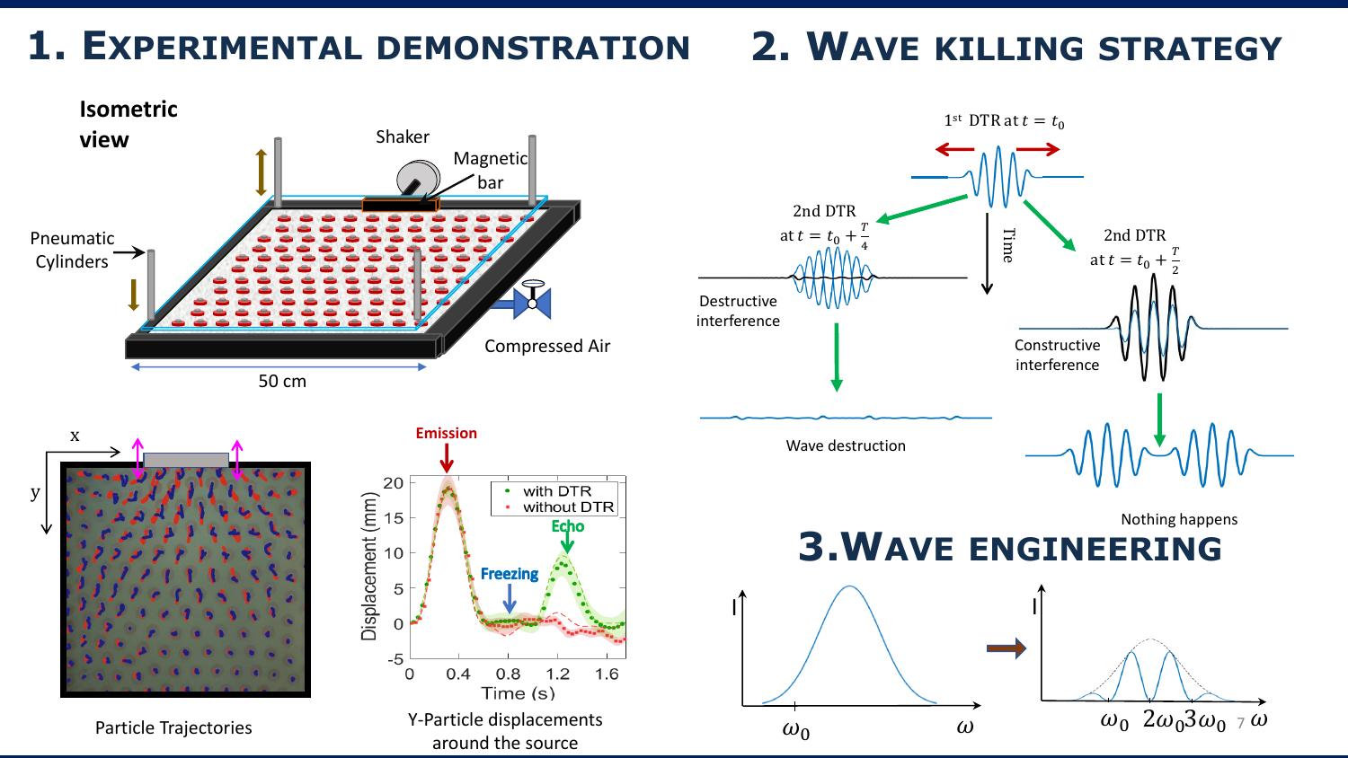# 1. Experimental demonstration

**Isometric view**

Shaker

Magnetic bar

Pneumatic Cylinders

Compressed Air

50 cm

x

y

Particle Trajectories

Emission

with DTR

without DTR

Echo

Freezing

Displacement (mm)

20
15
10
5
0
-5

0 0.4 0.8 1.2 1.6

Time (s)

Y-Particle displacements around the source

# 2. Wave killing strategy

$1^{st}$ DTR at $t = t_0$

2nd DTR at $t = t_0 + \frac{T}{4}$

Time

2nd DTR at $t = t_0 + \frac{T}{2}$

Destructive interference

Constructive interference

Wave destruction

Nothing happens

# 3. Wave engineering

I

$\omega_0$

$\omega$

I

$\omega_0$ $2\omega_0$ $3\omega_0$ $\omega$